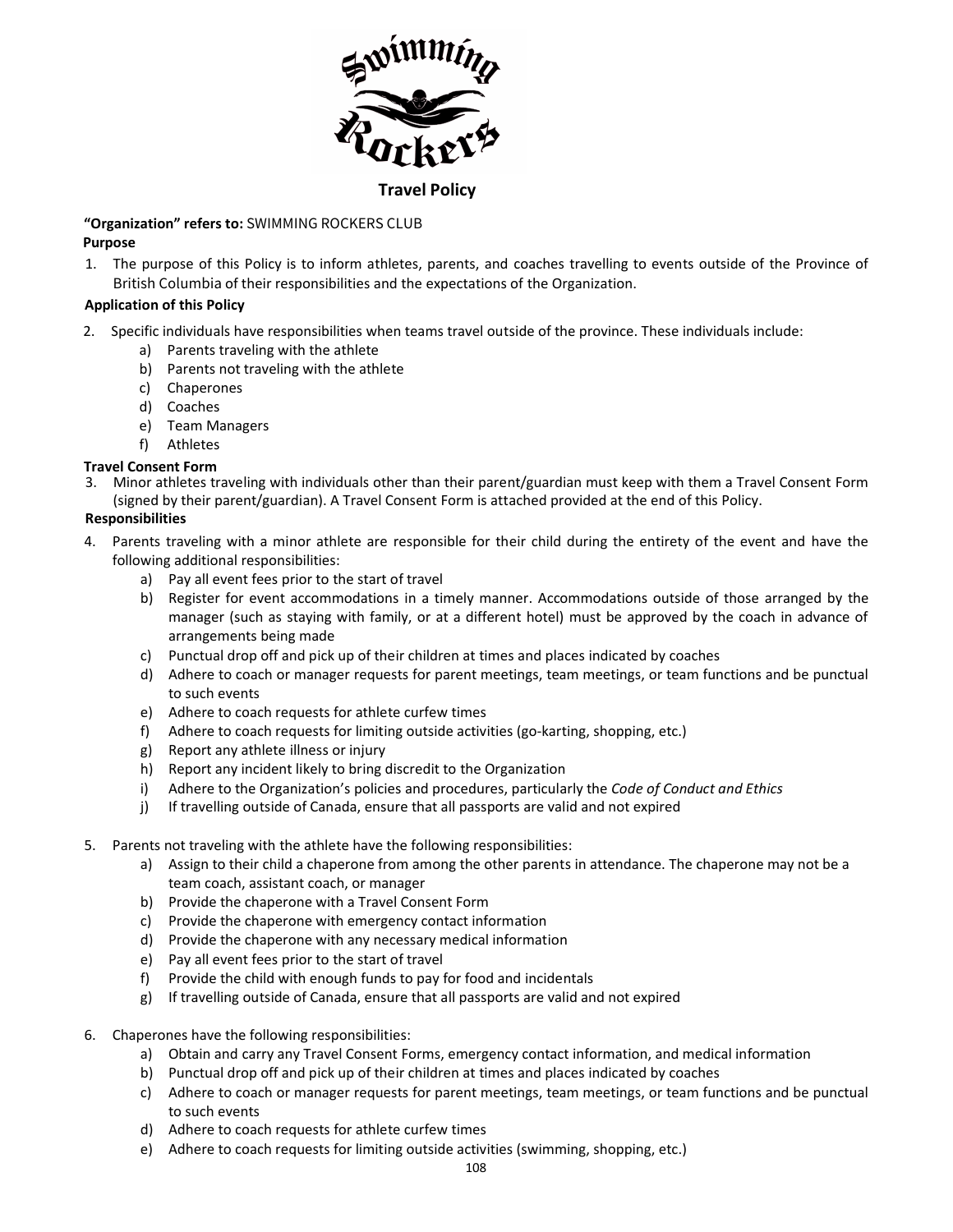# Travel Policy

**"Organization" refers to:** SWIMMING ROCKERS CLUB

**Purpose**

1. The purpose of this Policy is to inform athletes, parents, and coaches travelling to events outside of the Province of British Columbia of their responsibilities and the expectations of the Organization.

**Application of this Policy**

2. Specific individuals have responsibilities when teams travel outside of the province. These individuals include:
   a) Parents traveling with the athlete
   b) Parents not traveling with the athlete
   c) Chaperones
   d) Coaches
   e) Team Managers
   f) Athletes

**Travel Consent Form**

3. Minor athletes traveling with individuals other than their parent/guardian must keep with them a Travel Consent Form (signed by their parent/guardian). A Travel Consent Form is attached provided at the end of this Policy.

**Responsibilities**

4. Parents traveling with a minor athlete are responsible for their child during the entirety of the event and have the following additional responsibilities:
   a) Pay all event fees prior to the start of travel
   b) Register for event accommodations in a timely manner. Accommodations outside of those arranged by the manager (such as staying with family, or at a different hotel) must be approved by the coach in advance of arrangements being made
   c) Punctual drop off and pick up of their children at times and places indicated by coaches
   d) Adhere to coach or manager requests for parent meetings, team meetings, or team functions and be punctual to such events
   e) Adhere to coach requests for athlete curfew times
   f) Adhere to coach requests for limiting outside activities (go-karting, shopping, etc.)
   g) Report any athlete illness or injury
   h) Report any incident likely to bring discredit to the Organization
   i) Adhere to the Organization's policies and procedures, particularly the *Code of Conduct and Ethics*
   j) If travelling outside of Canada, ensure that all passports are valid and not expired

5. Parents not traveling with the athlete have the following responsibilities:
   a) Assign to their child a chaperone from among the other parents in attendance. The chaperone may not be a team coach, assistant coach, or manager
   b) Provide the chaperone with a Travel Consent Form
   c) Provide the chaperone with emergency contact information
   d) Provide the chaperone with any necessary medical information
   e) Pay all event fees prior to the start of travel
   f) Provide the child with enough funds to pay for food and incidentals
   g) If travelling outside of Canada, ensure that all passports are valid and not expired

6. Chaperones have the following responsibilities:
   a) Obtain and carry any Travel Consent Forms, emergency contact information, and medical information
   b) Punctual drop off and pick up of their children at times and places indicated by coaches
   c) Adhere to coach or manager requests for parent meetings, team meetings, or team functions and be punctual to such events
   d) Adhere to coach requests for athlete curfew times
   e) Adhere to coach requests for limiting outside activities (swimming, shopping, etc.)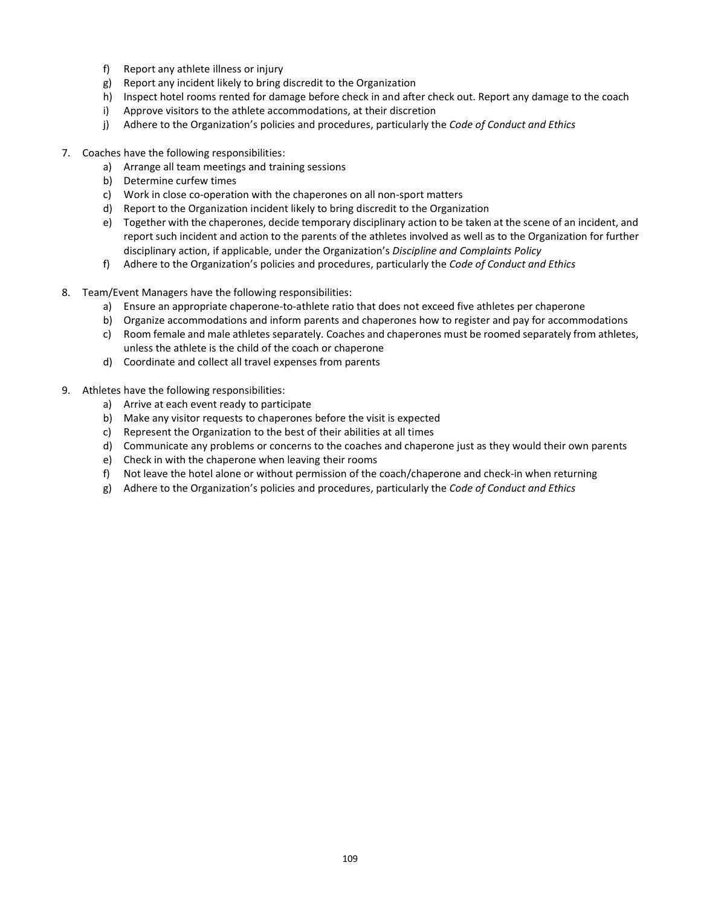f) Report any athlete illness or injury
g) Report any incident likely to bring discredit to the Organization
h) Inspect hotel rooms rented for damage before check in and after check out. Report any damage to the coach
i) Approve visitors to the athlete accommodations, at their discretion
j) Adhere to the Organization's policies and procedures, particularly the *Code of Conduct and Ethics*

7. Coaches have the following responsibilities:
   a) Arrange all team meetings and training sessions
   b) Determine curfew times
   c) Work in close co-operation with the chaperones on all non-sport matters
   d) Report to the Organization incident likely to bring discredit to the Organization
   e) Together with the chaperones, decide temporary disciplinary action to be taken at the scene of an incident, and report such incident and action to the parents of the athletes involved as well as to the Organization for further disciplinary action, if applicable, under the Organization's *Discipline and Complaints Policy*
   f) Adhere to the Organization's policies and procedures, particularly the *Code of Conduct and Ethics*

8. Team/Event Managers have the following responsibilities:
   a) Ensure an appropriate chaperone-to-athlete ratio that does not exceed five athletes per chaperone
   b) Organize accommodations and inform parents and chaperones how to register and pay for accommodations
   c) Room female and male athletes separately. Coaches and chaperones must be roomed separately from athletes, unless the athlete is the child of the coach or chaperone
   d) Coordinate and collect all travel expenses from parents

9. Athletes have the following responsibilities:
   a) Arrive at each event ready to participate
   b) Make any visitor requests to chaperones before the visit is expected
   c) Represent the Organization to the best of their abilities at all times
   d) Communicate any problems or concerns to the coaches and chaperone just as they would their own parents
   e) Check in with the chaperone when leaving their rooms
   f) Not leave the hotel alone or without permission of the coach/chaperone and check-in when returning
   g) Adhere to the Organization's policies and procedures, particularly the *Code of Conduct and Ethics*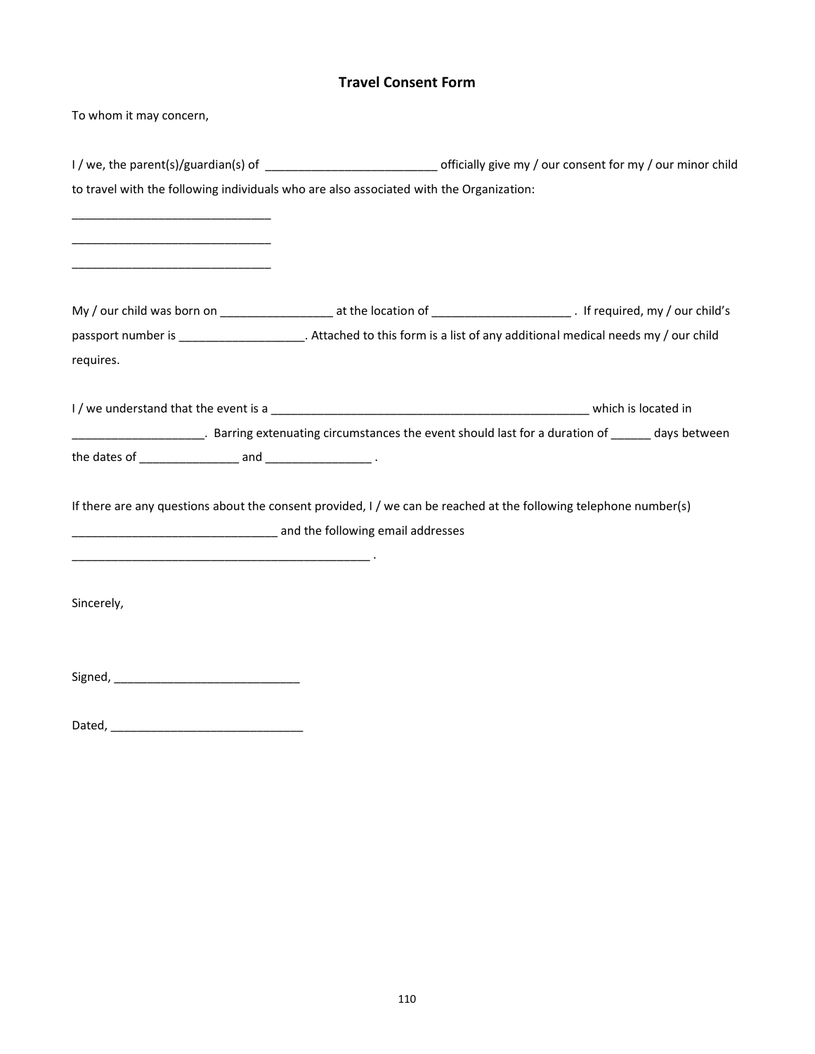## Travel Consent Form

To whom it may concern,

I / we, the parent(s)/guardian(s) of __________________________ officially give my / our consent for my / our minor child to travel with the following individuals who are also associated with the Organization:

______________________________

______________________________

______________________________

My / our child was born on _________________ at the location of _____________________ . If required, my / our child's passport number is ___________________. Attached to this form is a list of any additional medical needs my / our child requires.

I / we understand that the event is a _________________________________________________ which is located in ____________________. Barring extenuating circumstances the event should last for a duration of ______ days between the dates of _______________ and ________________ .

If there are any questions about the consent provided, I / we can be reached at the following telephone number(s) _______________________________ and the following email addresses ______________________________________________ .

Sincerely,

Signed, ____________________________

Dated, _____________________________